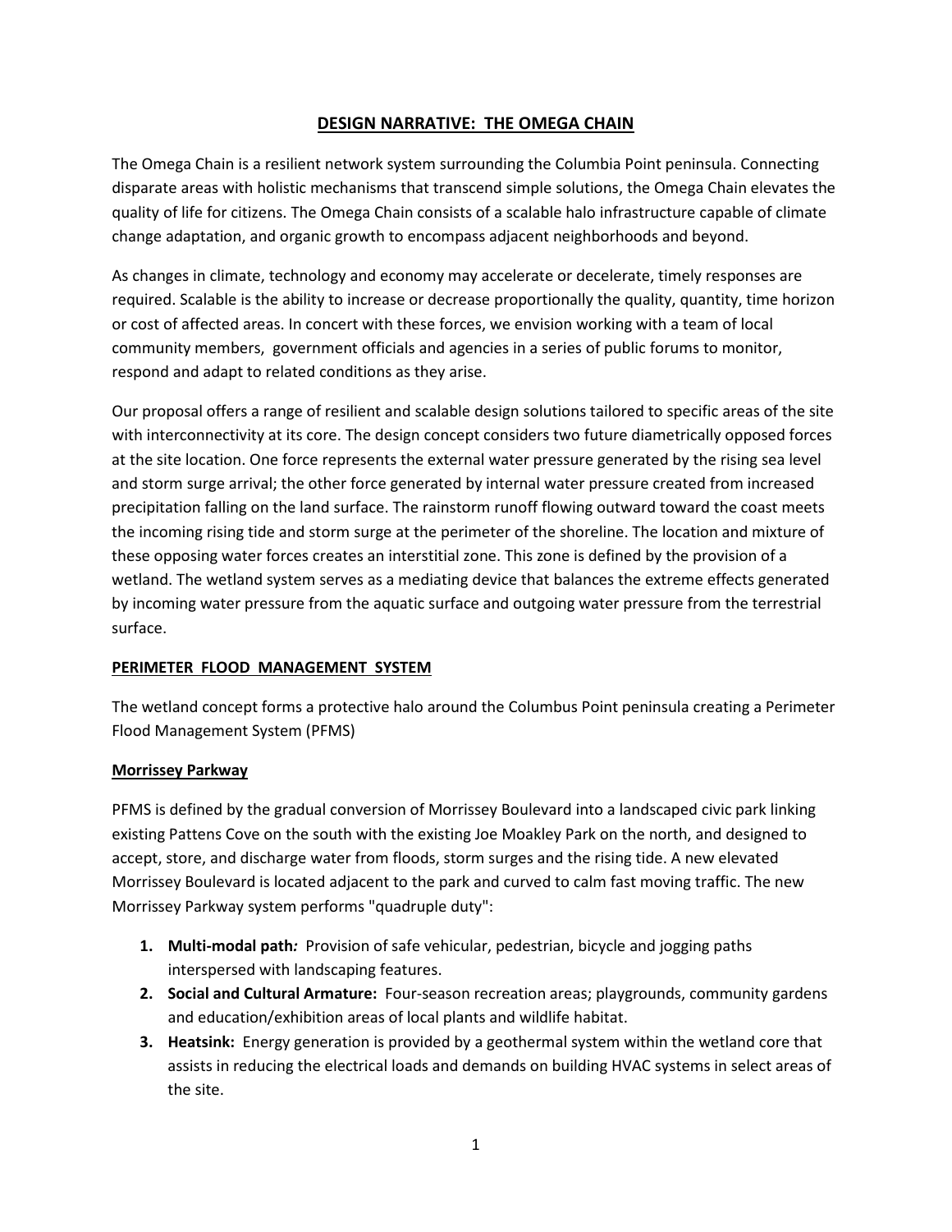# DESIGN NARRATIVE: THE OMEGA CHAIN

The Omega Chain is a resilient network system surrounding the Columbia Point peninsula. Connecting disparate areas with holistic mechanisms that transcend simple solutions, the Omega Chain elevates the quality of life for citizens. The Omega Chain consists of a scalable halo infrastructure capable of climate change adaptation, and organic growth to encompass adjacent neighborhoods and beyond.

As changes in climate, technology and economy may accelerate or decelerate, timely responses are required. Scalable is the ability to increase or decrease proportionally the quality, quantity, time horizon or cost of affected areas. In concert with these forces, we envision working with a team of local community members, government officials and agencies in a series of public forums to monitor, respond and adapt to related conditions as they arise.

Our proposal offers a range of resilient and scalable design solutions tailored to specific areas of the site with interconnectivity at its core. The design concept considers two future diametrically opposed forces at the site location. One force represents the external water pressure generated by the rising sea level and storm surge arrival; the other force generated by internal water pressure created from increased precipitation falling on the land surface. The rainstorm runoff flowing outward toward the coast meets the incoming rising tide and storm surge at the perimeter of the shoreline. The location and mixture of these opposing water forces creates an interstitial zone. This zone is defined by the provision of a wetland. The wetland system serves as a mediating device that balances the extreme effects generated by incoming water pressure from the aquatic surface and outgoing water pressure from the terrestrial surface.

## PERIMETER FLOOD MANAGEMENT SYSTEM

The wetland concept forms a protective halo around the Columbus Point peninsula creating a Perimeter Flood Management System (PFMS)

### Morrissey Parkway

PFMS is defined by the gradual conversion of Morrissey Boulevard into a landscaped civic park linking existing Pattens Cove on the south with the existing Joe Moakley Park on the north, and designed to accept, store, and discharge water from floods, storm surges and the rising tide. A new elevated Morrissey Boulevard is located adjacent to the park and curved to calm fast moving traffic. The new Morrissey Parkway system performs "quadruple duty":

1. **Multi-modal path*:*** Provision of safe vehicular, pedestrian, bicycle and jogging paths interspersed with landscaping features.
2. **Social and Cultural Armature:** Four-season recreation areas; playgrounds, community gardens and education/exhibition areas of local plants and wildlife habitat.
3. **Heatsink:** Energy generation is provided by a geothermal system within the wetland core that assists in reducing the electrical loads and demands on building HVAC systems in select areas of the site.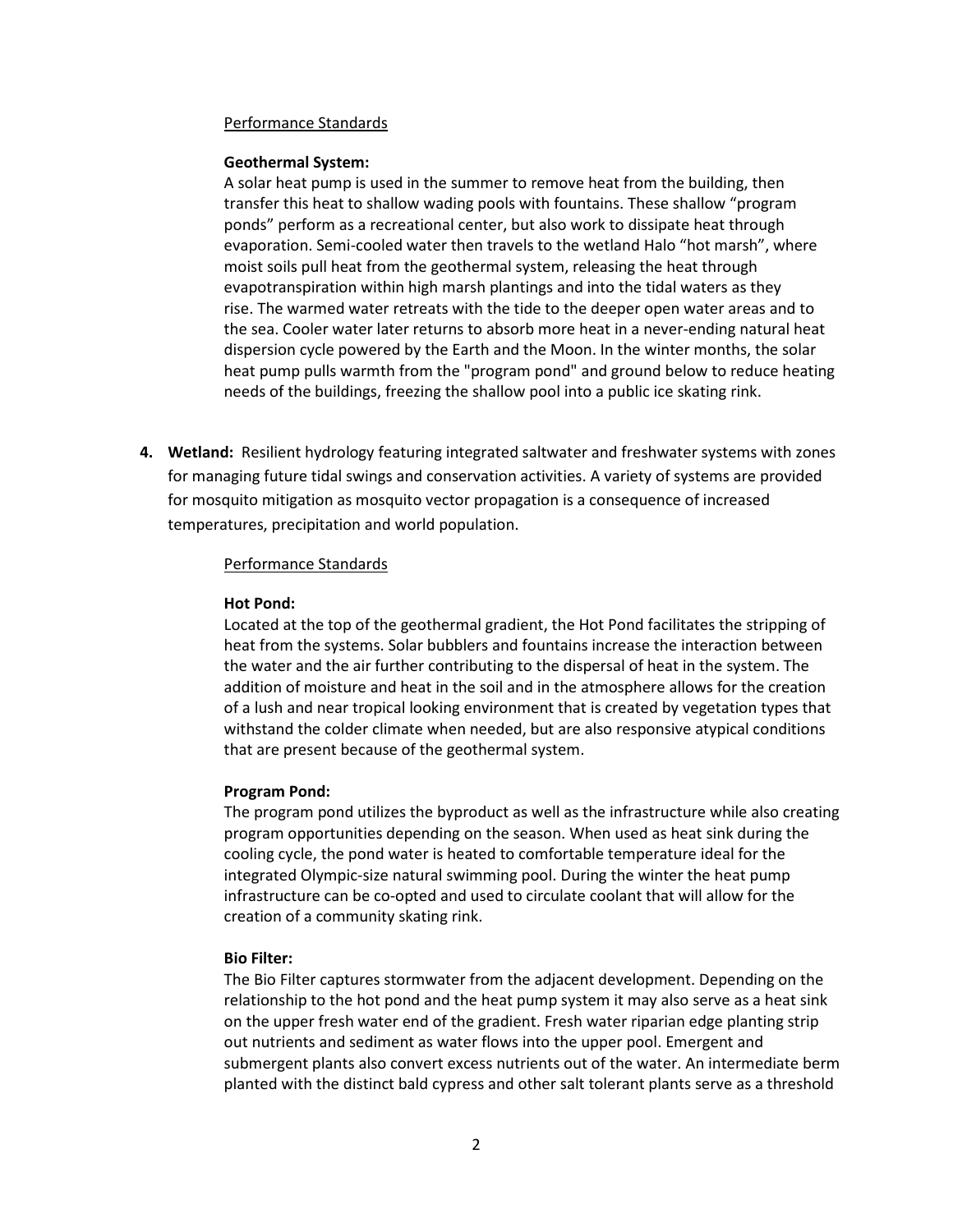Performance Standards

**Geothermal System:**

A solar heat pump is used in the summer to remove heat from the building, then transfer this heat to shallow wading pools with fountains. These shallow "program ponds" perform as a recreational center, but also work to dissipate heat through evaporation. Semi-cooled water then travels to the wetland Halo "hot marsh", where moist soils pull heat from the geothermal system, releasing the heat through evapotranspiration within high marsh plantings and into the tidal waters as they rise. The warmed water retreats with the tide to the deeper open water areas and to the sea. Cooler water later returns to absorb more heat in a never-ending natural heat dispersion cycle powered by the Earth and the Moon. In the winter months, the solar heat pump pulls warmth from the "program pond" and ground below to reduce heating needs of the buildings, freezing the shallow pool into a public ice skating rink.

4. **Wetland:** Resilient hydrology featuring integrated saltwater and freshwater systems with zones for managing future tidal swings and conservation activities. A variety of systems are provided for mosquito mitigation as mosquito vector propagation is a consequence of increased temperatures, precipitation and world population.

Performance Standards

**Hot Pond:**

Located at the top of the geothermal gradient, the Hot Pond facilitates the stripping of heat from the systems. Solar bubblers and fountains increase the interaction between the water and the air further contributing to the dispersal of heat in the system. The addition of moisture and heat in the soil and in the atmosphere allows for the creation of a lush and near tropical looking environment that is created by vegetation types that withstand the colder climate when needed, but are also responsive atypical conditions that are present because of the geothermal system.

**Program Pond:**

The program pond utilizes the byproduct as well as the infrastructure while also creating program opportunities depending on the season. When used as heat sink during the cooling cycle, the pond water is heated to comfortable temperature ideal for the integrated Olympic-size natural swimming pool. During the winter the heat pump infrastructure can be co-opted and used to circulate coolant that will allow for the creation of a community skating rink.

**Bio Filter:**

The Bio Filter captures stormwater from the adjacent development. Depending on the relationship to the hot pond and the heat pump system it may also serve as a heat sink on the upper fresh water end of the gradient. Fresh water riparian edge planting strip out nutrients and sediment as water flows into the upper pool. Emergent and submergent plants also convert excess nutrients out of the water. An intermediate berm planted with the distinct bald cypress and other salt tolerant plants serve as a threshold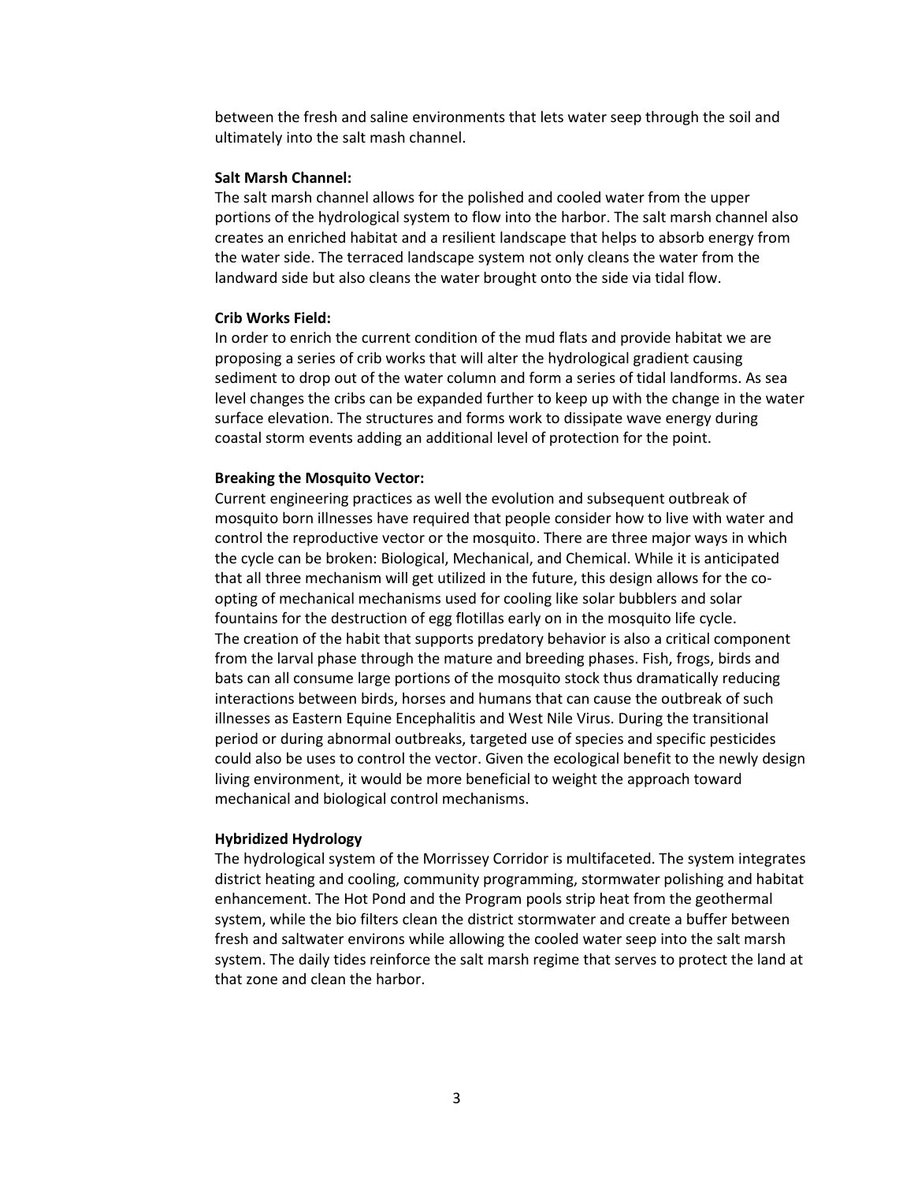between the fresh and saline environments that lets water seep through the soil and ultimately into the salt mash channel.

**Salt Marsh Channel:**
The salt marsh channel allows for the polished and cooled water from the upper portions of the hydrological system to flow into the harbor. The salt marsh channel also creates an enriched habitat and a resilient landscape that helps to absorb energy from the water side. The terraced landscape system not only cleans the water from the landward side but also cleans the water brought onto the side via tidal flow.

**Crib Works Field:**
In order to enrich the current condition of the mud flats and provide habitat we are proposing a series of crib works that will alter the hydrological gradient causing sediment to drop out of the water column and form a series of tidal landforms. As sea level changes the cribs can be expanded further to keep up with the change in the water surface elevation. The structures and forms work to dissipate wave energy during coastal storm events adding an additional level of protection for the point.

**Breaking the Mosquito Vector:**
Current engineering practices as well the evolution and subsequent outbreak of mosquito born illnesses have required that people consider how to live with water and control the reproductive vector or the mosquito. There are three major ways in which the cycle can be broken: Biological, Mechanical, and Chemical. While it is anticipated that all three mechanism will get utilized in the future, this design allows for the co-opting of mechanical mechanisms used for cooling like solar bubblers and solar fountains for the destruction of egg flotillas early on in the mosquito life cycle. The creation of the habit that supports predatory behavior is also a critical component from the larval phase through the mature and breeding phases. Fish, frogs, birds and bats can all consume large portions of the mosquito stock thus dramatically reducing interactions between birds, horses and humans that can cause the outbreak of such illnesses as Eastern Equine Encephalitis and West Nile Virus. During the transitional period or during abnormal outbreaks, targeted use of species and specific pesticides could also be uses to control the vector. Given the ecological benefit to the newly design living environment, it would be more beneficial to weight the approach toward mechanical and biological control mechanisms.

**Hybridized Hydrology**
The hydrological system of the Morrissey Corridor is multifaceted. The system integrates district heating and cooling, community programming, stormwater polishing and habitat enhancement. The Hot Pond and the Program pools strip heat from the geothermal system, while the bio filters clean the district stormwater and create a buffer between fresh and saltwater environs while allowing the cooled water seep into the salt marsh system. The daily tides reinforce the salt marsh regime that serves to protect the land at that zone and clean the harbor.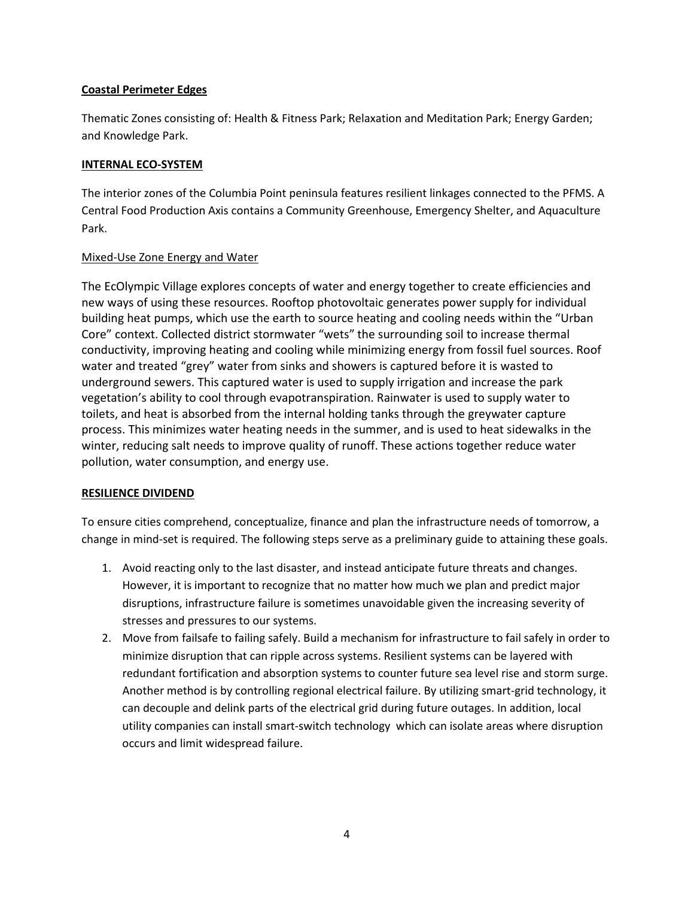**Coastal Perimeter Edges**

Thematic Zones consisting of: Health & Fitness Park; Relaxation and Meditation Park; Energy Garden; and Knowledge Park.

**INTERNAL ECO-SYSTEM**

The interior zones of the Columbia Point peninsula features resilient linkages connected to the PFMS. A Central Food Production Axis contains a Community Greenhouse, Emergency Shelter, and Aquaculture Park.

Mixed-Use Zone Energy and Water

The EcOlympic Village explores concepts of water and energy together to create efficiencies and new ways of using these resources. Rooftop photovoltaic generates power supply for individual building heat pumps, which use the earth to source heating and cooling needs within the "Urban Core" context. Collected district stormwater "wets" the surrounding soil to increase thermal conductivity, improving heating and cooling while minimizing energy from fossil fuel sources. Roof water and treated "grey" water from sinks and showers is captured before it is wasted to underground sewers. This captured water is used to supply irrigation and increase the park vegetation's ability to cool through evapotranspiration. Rainwater is used to supply water to toilets, and heat is absorbed from the internal holding tanks through the greywater capture process. This minimizes water heating needs in the summer, and is used to heat sidewalks in the winter, reducing salt needs to improve quality of runoff. These actions together reduce water pollution, water consumption, and energy use.

**RESILIENCE DIVIDEND**

To ensure cities comprehend, conceptualize, finance and plan the infrastructure needs of tomorrow, a change in mind-set is required. The following steps serve as a preliminary guide to attaining these goals.

1. Avoid reacting only to the last disaster, and instead anticipate future threats and changes. However, it is important to recognize that no matter how much we plan and predict major disruptions, infrastructure failure is sometimes unavoidable given the increasing severity of stresses and pressures to our systems.
2. Move from failsafe to failing safely. Build a mechanism for infrastructure to fail safely in order to minimize disruption that can ripple across systems. Resilient systems can be layered with redundant fortification and absorption systems to counter future sea level rise and storm surge. Another method is by controlling regional electrical failure. By utilizing smart-grid technology, it can decouple and delink parts of the electrical grid during future outages. In addition, local utility companies can install smart-switch technology which can isolate areas where disruption occurs and limit widespread failure.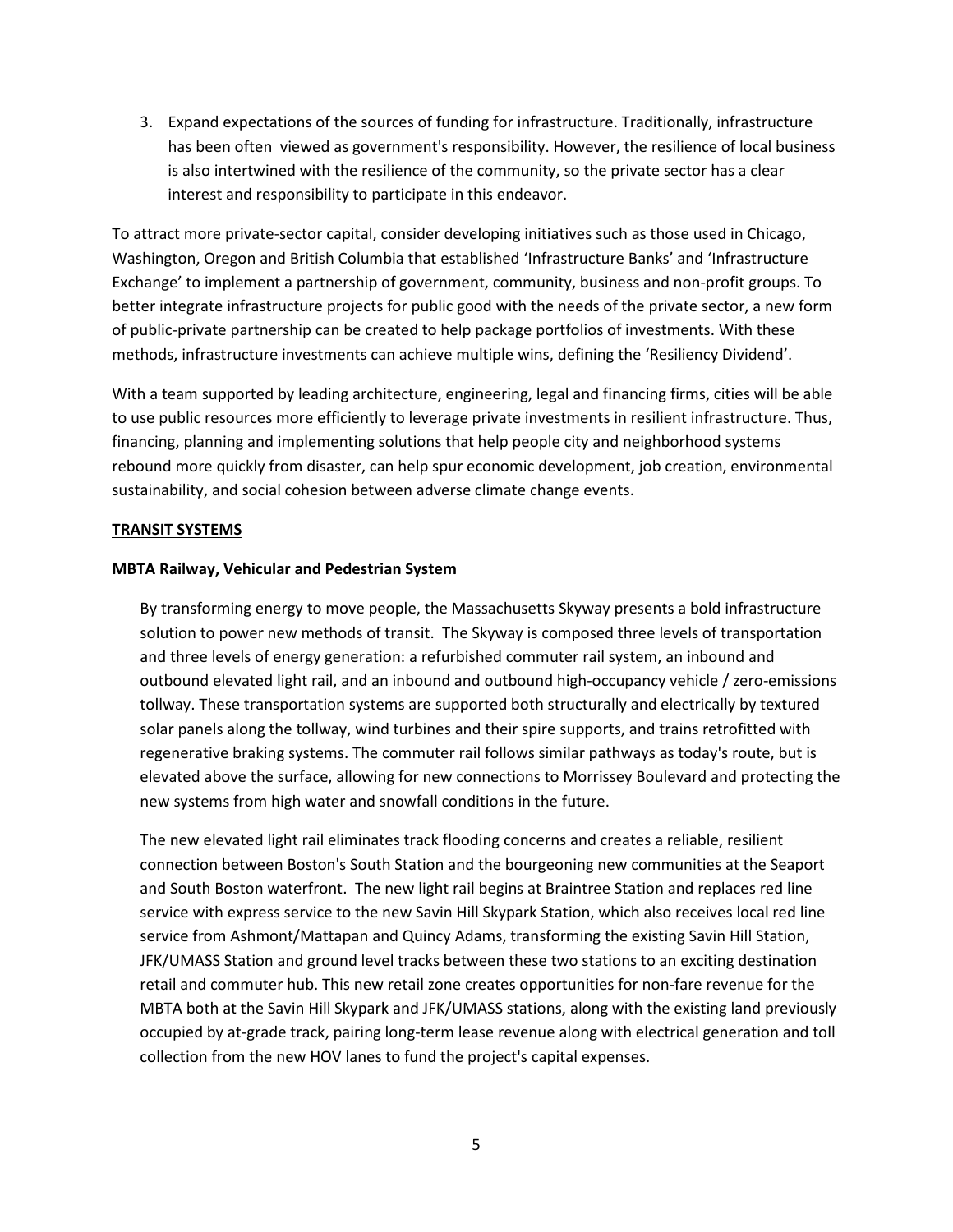3. Expand expectations of the sources of funding for infrastructure. Traditionally, infrastructure has been often viewed as government's responsibility. However, the resilience of local business is also intertwined with the resilience of the community, so the private sector has a clear interest and responsibility to participate in this endeavor.

To attract more private-sector capital, consider developing initiatives such as those used in Chicago, Washington, Oregon and British Columbia that established 'Infrastructure Banks' and 'Infrastructure Exchange' to implement a partnership of government, community, business and non-profit groups. To better integrate infrastructure projects for public good with the needs of the private sector, a new form of public-private partnership can be created to help package portfolios of investments. With these methods, infrastructure investments can achieve multiple wins, defining the 'Resiliency Dividend'.

With a team supported by leading architecture, engineering, legal and financing firms, cities will be able to use public resources more efficiently to leverage private investments in resilient infrastructure. Thus, financing, planning and implementing solutions that help people city and neighborhood systems rebound more quickly from disaster, can help spur economic development, job creation, environmental sustainability, and social cohesion between adverse climate change events.

## TRANSIT SYSTEMS

### MBTA Railway, Vehicular and Pedestrian System

By transforming energy to move people, the Massachusetts Skyway presents a bold infrastructure solution to power new methods of transit. The Skyway is composed three levels of transportation and three levels of energy generation: a refurbished commuter rail system, an inbound and outbound elevated light rail, and an inbound and outbound high-occupancy vehicle / zero-emissions tollway. These transportation systems are supported both structurally and electrically by textured solar panels along the tollway, wind turbines and their spire supports, and trains retrofitted with regenerative braking systems. The commuter rail follows similar pathways as today's route, but is elevated above the surface, allowing for new connections to Morrissey Boulevard and protecting the new systems from high water and snowfall conditions in the future.

The new elevated light rail eliminates track flooding concerns and creates a reliable, resilient connection between Boston's South Station and the bourgeoning new communities at the Seaport and South Boston waterfront. The new light rail begins at Braintree Station and replaces red line service with express service to the new Savin Hill Skypark Station, which also receives local red line service from Ashmont/Mattapan and Quincy Adams, transforming the existing Savin Hill Station, JFK/UMASS Station and ground level tracks between these two stations to an exciting destination retail and commuter hub. This new retail zone creates opportunities for non-fare revenue for the MBTA both at the Savin Hill Skypark and JFK/UMASS stations, along with the existing land previously occupied by at-grade track, pairing long-term lease revenue along with electrical generation and toll collection from the new HOV lanes to fund the project's capital expenses.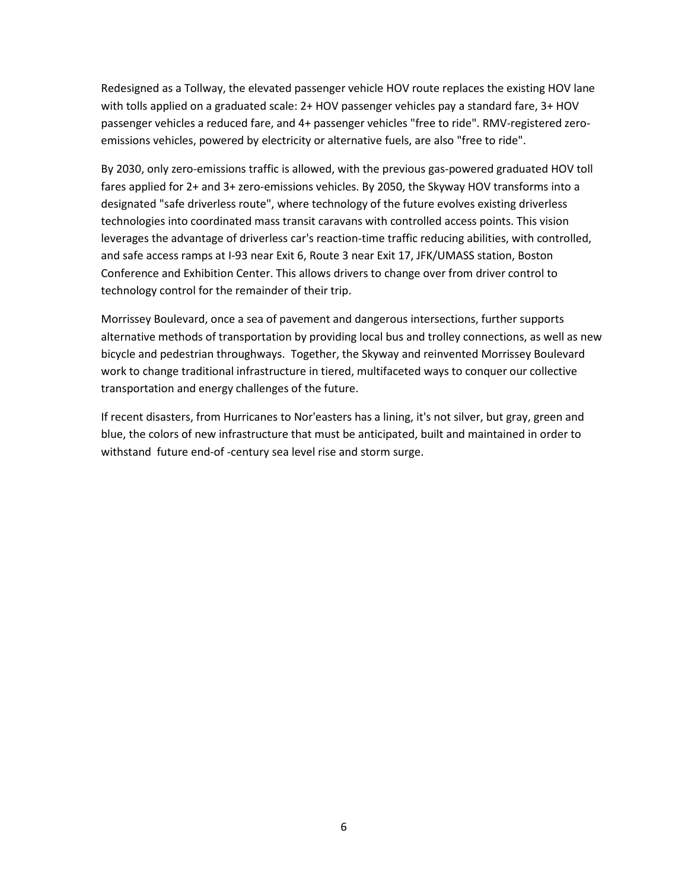Redesigned as a Tollway, the elevated passenger vehicle HOV route replaces the existing HOV lane with tolls applied on a graduated scale: 2+ HOV passenger vehicles pay a standard fare, 3+ HOV passenger vehicles a reduced fare, and 4+ passenger vehicles "free to ride". RMV-registered zero-emissions vehicles, powered by electricity or alternative fuels, are also "free to ride".

By 2030, only zero-emissions traffic is allowed, with the previous gas-powered graduated HOV toll fares applied for 2+ and 3+ zero-emissions vehicles. By 2050, the Skyway HOV transforms into a designated "safe driverless route", where technology of the future evolves existing driverless technologies into coordinated mass transit caravans with controlled access points. This vision leverages the advantage of driverless car's reaction-time traffic reducing abilities, with controlled, and safe access ramps at I-93 near Exit 6, Route 3 near Exit 17, JFK/UMASS station, Boston Conference and Exhibition Center. This allows drivers to change over from driver control to technology control for the remainder of their trip.

Morrissey Boulevard, once a sea of pavement and dangerous intersections, further supports alternative methods of transportation by providing local bus and trolley connections, as well as new bicycle and pedestrian throughways. Together, the Skyway and reinvented Morrissey Boulevard work to change traditional infrastructure in tiered, multifaceted ways to conquer our collective transportation and energy challenges of the future.

If recent disasters, from Hurricanes to Nor'easters has a lining, it's not silver, but gray, green and blue, the colors of new infrastructure that must be anticipated, built and maintained in order to withstand future end-of -century sea level rise and storm surge.